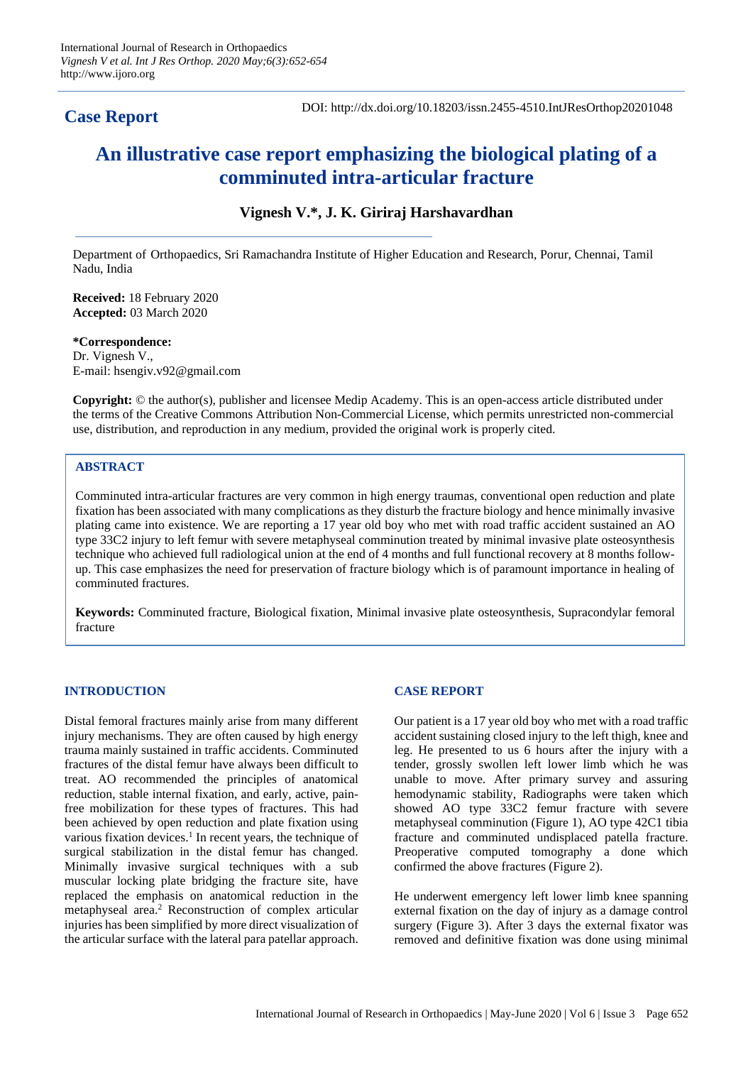**Case Report**

DOI: http://dx.doi.org/10.18203/issn.2455-4510.IntJResOrthop20201048

# An illustrative case report emphasizing the biological plating of a comminuted intra-articular fracture

**Vignesh V.\*, J. K. Giriraj Harshavardhan**

Department of Orthopaedics, Sri Ramachandra Institute of Higher Education and Research, Porur, Chennai, Tamil Nadu, India

**Received:** 18 February 2020
**Accepted:** 03 March 2020

**\*Correspondence:**
Dr. Vignesh V.,
E-mail: hsengiv.v92@gmail.com

**Copyright:** © the author(s), publisher and licensee Medip Academy. This is an open-access article distributed under the terms of the Creative Commons Attribution Non-Commercial License, which permits unrestricted non-commercial use, distribution, and reproduction in any medium, provided the original work is properly cited.

## ABSTRACT

Comminuted intra-articular fractures are very common in high energy traumas, conventional open reduction and plate fixation has been associated with many complications as they disturb the fracture biology and hence minimally invasive plating came into existence. We are reporting a 17 year old boy who met with road traffic accident sustained an AO type 33C2 injury to left femur with severe metaphyseal comminution treated by minimal invasive plate osteosynthesis technique who achieved full radiological union at the end of 4 months and full functional recovery at 8 months follow-up. This case emphasizes the need for preservation of fracture biology which is of paramount importance in healing of comminuted fractures.

**Keywords:** Comminuted fracture, Biological fixation, Minimal invasive plate osteosynthesis, Supracondylar femoral fracture

## INTRODUCTION

Distal femoral fractures mainly arise from many different injury mechanisms. They are often caused by high energy trauma mainly sustained in traffic accidents. Comminuted fractures of the distal femur have always been difficult to treat. AO recommended the principles of anatomical reduction, stable internal fixation, and early, active, pain-free mobilization for these types of fractures. This had been achieved by open reduction and plate fixation using various fixation devices.[1] In recent years, the technique of surgical stabilization in the distal femur has changed. Minimally invasive surgical techniques with a sub muscular locking plate bridging the fracture site, have replaced the emphasis on anatomical reduction in the metaphyseal area.[2] Reconstruction of complex articular injuries has been simplified by more direct visualization of the articular surface with the lateral para patellar approach.

## CASE REPORT

Our patient is a 17 year old boy who met with a road traffic accident sustaining closed injury to the left thigh, knee and leg. He presented to us 6 hours after the injury with a tender, grossly swollen left lower limb which he was unable to move. After primary survey and assuring hemodynamic stability, Radiographs were taken which showed AO type 33C2 femur fracture with severe metaphyseal comminution (Figure 1), AO type 42C1 tibia fracture and comminuted undisplaced patella fracture. Preoperative computed tomography a done which confirmed the above fractures (Figure 2).

He underwent emergency left lower limb knee spanning external fixation on the day of injury as a damage control surgery (Figure 3). After 3 days the external fixator was removed and definitive fixation was done using minimal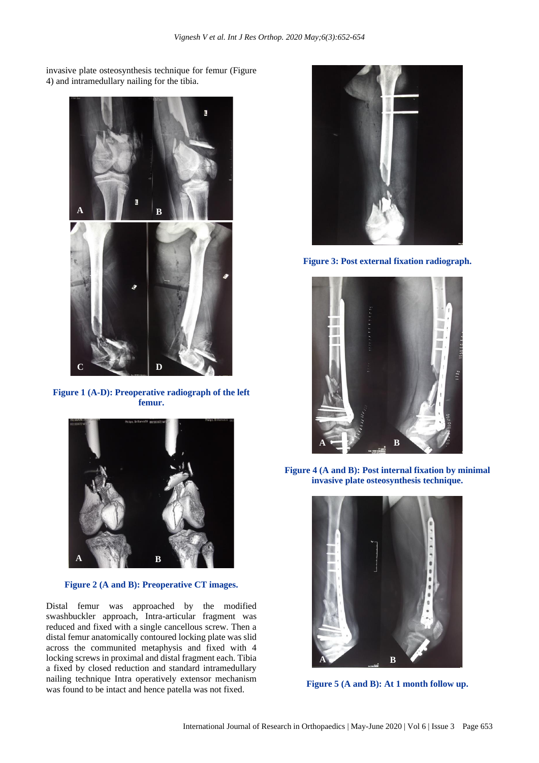invasive plate osteosynthesis technique for femur (Figure 4) and intramedullary nailing for the tibia.

Figure 1 (A-D): Preoperative radiograph of the left femur.

Figure 2 (A and B): Preoperative CT images.

Distal femur was approached by the modified swashbuckler approach, Intra-articular fragment was reduced and fixed with a single cancellous screw. Then a distal femur anatomically contoured locking plate was slid across the communited metaphysis and fixed with 4 locking screws in proximal and distal fragment each. Tibia a fixed by closed reduction and standard intramedullary nailing technique Intra operatively extensor mechanism was found to be intact and hence patella was not fixed.

Figure 3: Post external fixation radiograph.

Figure 4 (A and B): Post internal fixation by minimal invasive plate osteosynthesis technique.

Figure 5 (A and B): At 1 month follow up.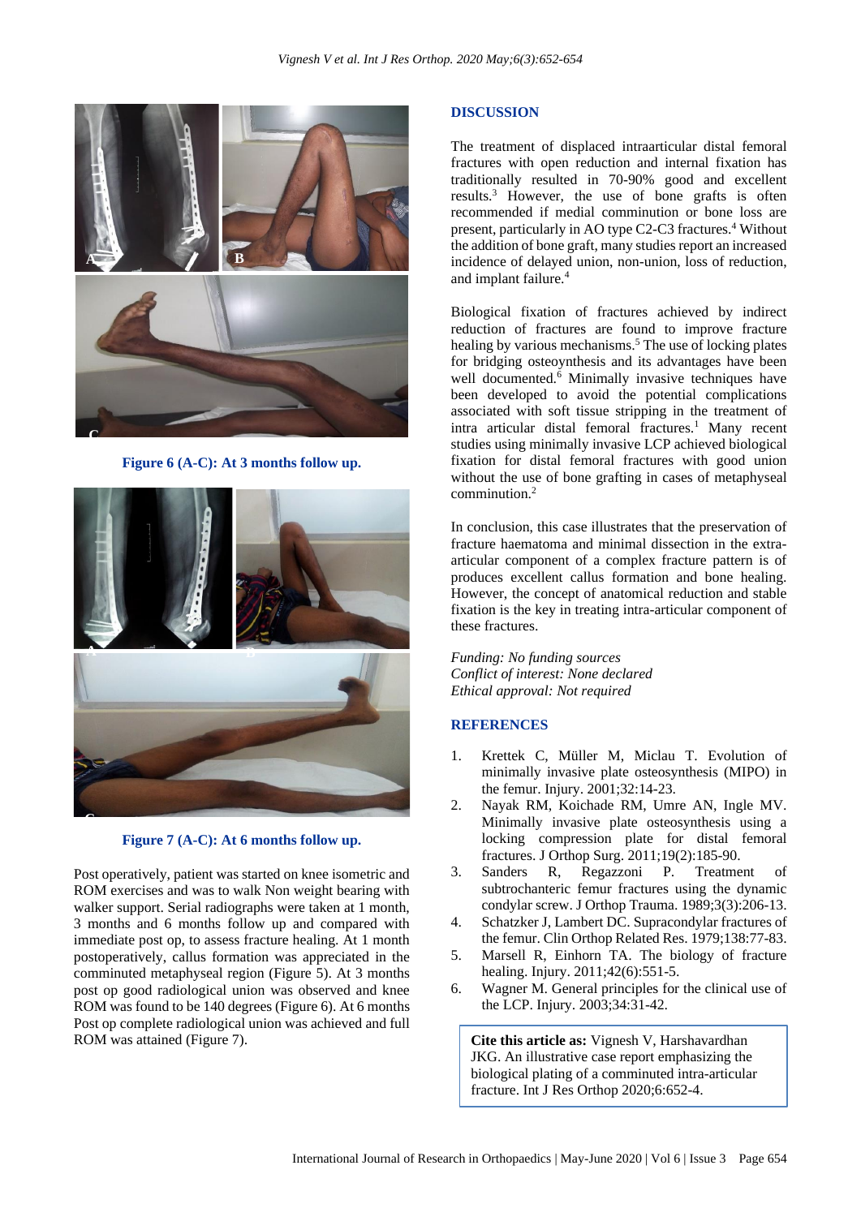Figure 6 (A-C): At 3 months follow up.

Figure 7 (A-C): At 6 months follow up.

Post operatively, patient was started on knee isometric and ROM exercises and was to walk Non weight bearing with walker support. Serial radiographs were taken at 1 month, 3 months and 6 months follow up and compared with immediate post op, to assess fracture healing. At 1 month postoperatively, callus formation was appreciated in the comminuted metaphyseal region (Figure 5). At 3 months post op good radiological union was observed and knee ROM was found to be 140 degrees (Figure 6). At 6 months Post op complete radiological union was achieved and full ROM was attained (Figure 7).

## DISCUSSION

The treatment of displaced intraarticular distal femoral fractures with open reduction and internal fixation has traditionally resulted in 70-90% good and excellent results.[3] However, the use of bone grafts is often recommended if medial comminution or bone loss are present, particularly in AO type C2-C3 fractures.[4] Without the addition of bone graft, many studies report an increased incidence of delayed union, non-union, loss of reduction, and implant failure.[4]

Biological fixation of fractures achieved by indirect reduction of fractures are found to improve fracture healing by various mechanisms.[5] The use of locking plates for bridging osteosynthesis and its advantages have been well documented.[6] Minimally invasive techniques have been developed to avoid the potential complications associated with soft tissue stripping in the treatment of intra articular distal femoral fractures.[1] Many recent studies using minimally invasive LCP achieved biological fixation for distal femoral fractures with good union without the use of bone grafting in cases of metaphyseal comminution.[2]

In conclusion, this case illustrates that the preservation of fracture haematoma and minimal dissection in the extra-articular component of a complex fracture pattern is of produces excellent callus formation and bone healing. However, the concept of anatomical reduction and stable fixation is the key in treating intra-articular component of these fractures.

*Funding: No funding sources*
*Conflict of interest: None declared*
*Ethical approval: Not required*

## REFERENCES

1. Krettek C, Müller M, Miclau T. Evolution of minimally invasive plate osteosynthesis (MIPO) in the femur. Injury. 2001;32:14-23.
2. Nayak RM, Koichade RM, Umre AN, Ingle MV. Minimally invasive plate osteosynthesis using a locking compression plate for distal femoral fractures. J Orthop Surg. 2011;19(2):185-90.
3. Sanders R, Regazzoni P. Treatment of subtrochanteric femur fractures using the dynamic condylar screw. J Orthop Trauma. 1989;3(3):206-13.
4. Schatzker J, Lambert DC. Supracondylar fractures of the femur. Clin Orthop Related Res. 1979;138:77-83.
5. Marsell R, Einhorn TA. The biology of fracture healing. Injury. 2011;42(6):551-5.
6. Wagner M. General principles for the clinical use of the LCP. Injury. 2003;34:31-42.

**Cite this article as:** Vignesh V, Harshavardhan JKG. An illustrative case report emphasizing the biological plating of a comminuted intra-articular fracture. Int J Res Orthop 2020;6:652-4.